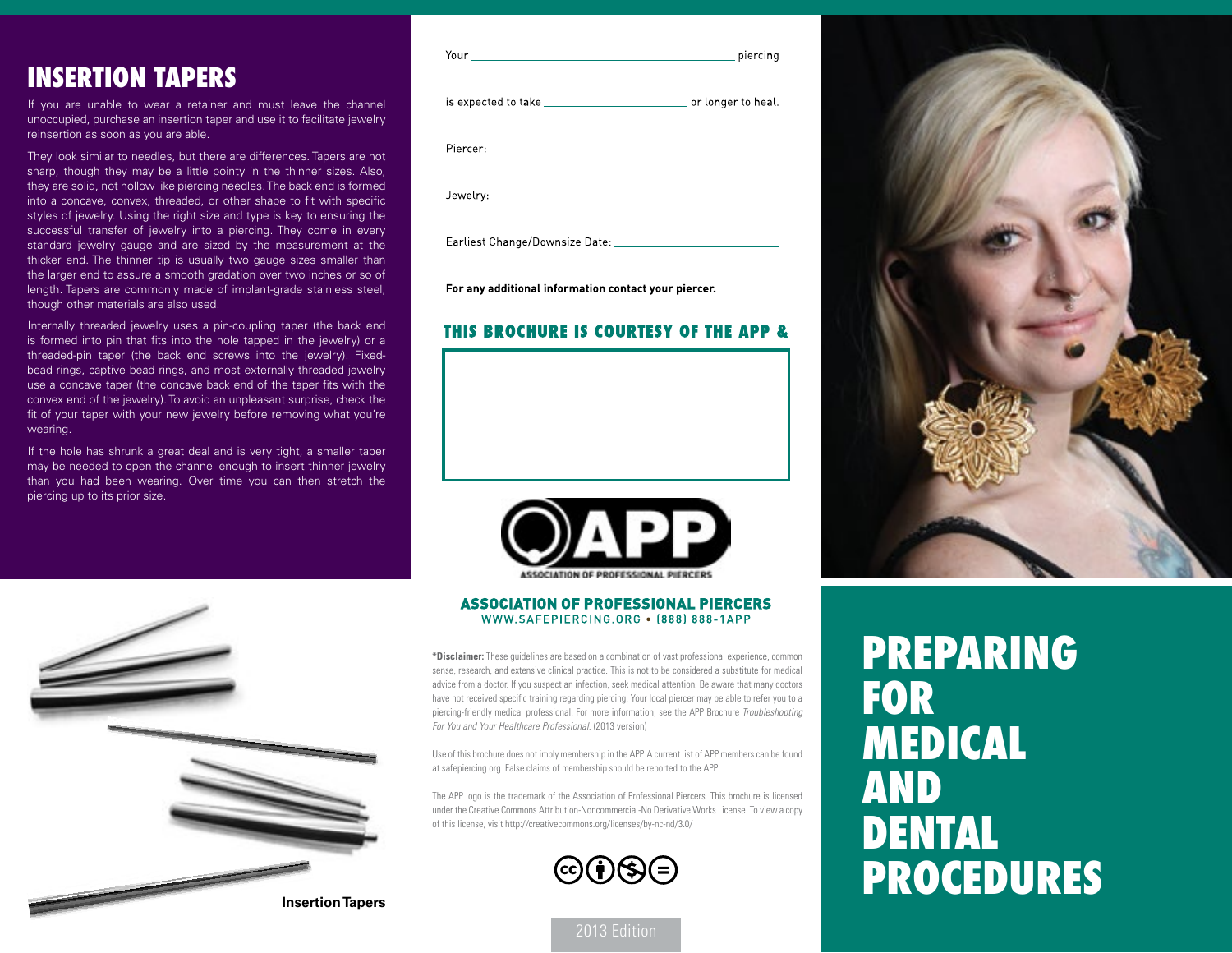## INSERTION TAPERS

If you are unable to wear a retainer and must leave the channel unoccupied, purchase an insertion taper and use it to facilitate jewelry reinsertion as soon as you are able.

They look similar to needles, but there are differences. Tapers are not sharp, though they may be a little pointy in the thinner sizes. Also, they are solid, not hollow like piercing needles. The back end is formed into a concave, convex, threaded, or other shape to fit with specific styles of jewelry. Using the right size and type is key to ensuring the successful transfer of jewelry into a piercing. They come in every standard jewelry gauge and are sized by the measurement at the thicker end. The thinner tip is usually two gauge sizes smaller than the larger end to assure a smooth gradation over two inches or so of length. Tapers are commonly made of implant-grade stainless steel, though other materials are also used.

Internally threaded jewelry uses a pin-coupling taper (the back end is formed into pin that fits into the hole tapped in the jewelry) or a threaded-pin taper (the back end screws into the jewelry). Fixed-bead rings, captive bead rings, and most externally threaded jewelry use a concave taper (the concave back end of the taper fits with the convex end of the jewelry). To avoid an unpleasant surprise, check the fit of your taper with your new jewelry before removing what you're wearing.

If the hole has shrunk a great deal and is very tight, a smaller taper may be needed to open the channel enough to insert thinner jewelry than you had been wearing. Over time you can then stretch the piercing up to its prior size.

**Insertion Tapers**

Your \_\_\_\_\_\_\_\_\_\_\_\_\_\_\_\_\_\_\_\_\_\_\_\_\_\_\_\_ piercing

is expected to take \_\_\_\_\_\_\_\_\_\_\_\_\_\_\_\_ or longer to heal.

Piercer: \_\_\_\_\_\_\_\_\_\_\_\_\_\_\_\_\_\_\_\_\_\_\_\_\_\_\_\_

Jewelry: \_\_\_\_\_\_\_\_\_\_\_\_\_\_\_\_\_\_\_\_\_\_\_\_\_\_\_\_

Earliest Change/Downsize Date: \_\_\_\_\_\_\_\_\_\_\_\_\_\_\_\_

**For any additional information contact your piercer.**

### THIS BROCHURE IS COURTESY OF THE APP &

**ASSOCIATION OF PROFESSIONAL PIERCERS**
WWW.SAFEPIERCING.ORG • (888) 888-1APP

**\*Disclaimer:** These guidelines are based on a combination of vast professional experience, common sense, research, and extensive clinical practice. This is not to be considered a substitute for medical advice from a doctor. If you suspect an infection, seek medical attention. Be aware that many doctors have not received specific training regarding piercing. Your local piercer may be able to refer you to a piercing-friendly medical professional. For more information, see the APP Brochure *Troubleshooting For You and Your Healthcare Professional.* (2013 version)

Use of this brochure does not imply membership in the APP. A current list of APP members can be found at safepiercing.org. False claims of membership should be reported to the APP.

The APP logo is the trademark of the Association of Professional Piercers. This brochure is licensed under the Creative Commons Attribution-Noncommercial-No Derivative Works License. To view a copy of this license, visit http://creativecommons.org/licenses/by-nc-nd/3.0/

2013 Edition

# PREPARING FOR MEDICAL AND DENTAL PROCEDURES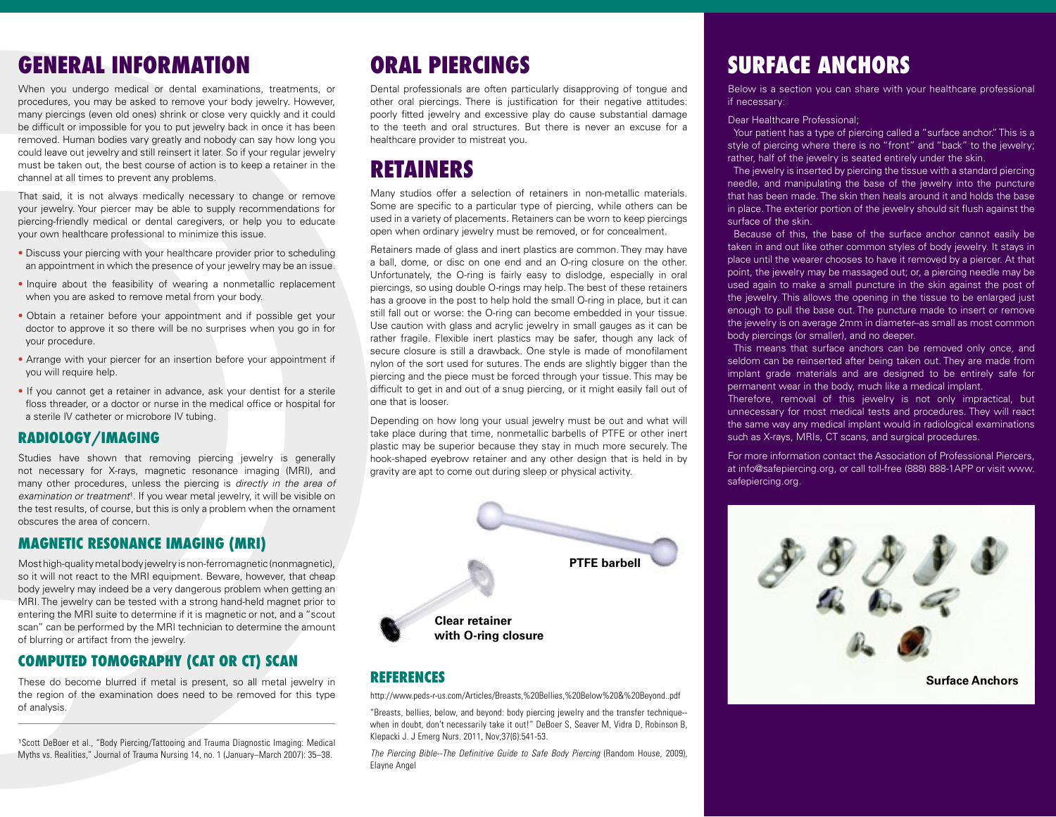# GENERAL INFORMATION

When you undergo medical or dental examinations, treatments, or procedures, you may be asked to remove your body jewelry. However, many piercings (even old ones) shrink or close very quickly and it could be difficult or impossible for you to put jewelry back in once it has been removed. Human bodies vary greatly and nobody can say how long you could leave out jewelry and still reinsert it later. So if your regular jewelry must be taken out, the best course of action is to keep a retainer in the channel at all times to prevent any problems.

That said, it is not always medically necessary to change or remove your jewelry. Your piercer may be able to supply recommendations for piercing-friendly medical or dental caregivers, or help you to educate your own healthcare professional to minimize this issue.

- Discuss your piercing with your healthcare provider prior to scheduling an appointment in which the presence of your jewelry may be an issue.
- Inquire about the feasibility of wearing a nonmetallic replacement when you are asked to remove metal from your body.
- Obtain a retainer before your appointment and if possible get your doctor to approve it so there will be no surprises when you go in for your procedure.
- Arrange with your piercer for an insertion before your appointment if you will require help.
- If you cannot get a retainer in advance, ask your dentist for a sterile floss threader, or a doctor or nurse in the medical office or hospital for a sterile IV catheter or microbore IV tubing.

## RADIOLOGY/IMAGING

Studies have shown that removing piercing jewelry is generally not necessary for X-rays, magnetic resonance imaging (MRI), and many other procedures, unless the piercing is *directly in the area of examination or treatment*[1]. If you wear metal jewelry, it will be visible on the test results, of course, but this is only a problem when the ornament obscures the area of concern.

## MAGNETIC RESONANCE IMAGING (MRI)

Most high-quality metal body jewelry is non-ferromagnetic (nonmagnetic), so it will not react to the MRI equipment. Beware, however, that cheap body jewelry may indeed be a very dangerous problem when getting an MRI. The jewelry can be tested with a strong hand-held magnet prior to entering the MRI suite to determine if it is magnetic or not, and a "scout scan" can be performed by the MRI technician to determine the amount of blurring or artifact from the jewelry.

## COMPUTED TOMOGRAPHY (CAT OR CT) SCAN

These do become blurred if metal is present, so all metal jewelry in the region of the examination does need to be removed for this type of analysis.

[1]Scott DeBoer et al., "Body Piercing/Tattooing and Trauma Diagnostic Imaging: Medical Myths vs. Realities," Journal of Trauma Nursing 14, no. 1 (January–March 2007): 35–38.

# ORAL PIERCINGS

Dental professionals are often particularly disapproving of tongue and other oral piercings. There is justification for their negative attitudes: poorly fitted jewelry and excessive play do cause substantial damage to the teeth and oral structures. But there is never an excuse for a healthcare provider to mistreat you.

# RETAINERS

Many studios offer a selection of retainers in non-metallic materials. Some are specific to a particular type of piercing, while others can be used in a variety of placements. Retainers can be worn to keep piercings open when ordinary jewelry must be removed, or for concealment.

Retainers made of glass and inert plastics are common. They may have a ball, dome, or disc on one end and an O-ring closure on the other. Unfortunately, the O-ring is fairly easy to dislodge, especially in oral piercings, so using double O-rings may help. The best of these retainers has a groove in the post to help hold the small O-ring in place, but it can still fall out or worse: the O-ring can become embedded in your tissue. Use caution with glass and acrylic jewelry in small gauges as it can be rather fragile. Flexible inert plastics may be safer, though any lack of secure closure is still a drawback. One style is made of monofilament nylon of the sort used for sutures. The ends are slightly bigger than the piercing and the piece must be forced through your tissue. This may be difficult to get in and out of a snug piercing, or it might easily fall out of one that is looser.

Depending on how long your usual jewelry must be out and what will take place during that time, nonmetallic barbells of PTFE or other inert plastic may be superior because they stay in much more securely. The hook-shaped eyebrow retainer and any other design that is held in by gravity are apt to come out during sleep or physical activity.

**PTFE barbell**

**Clear retainer with O-ring closure**

## REFERENCES

http://www.peds-r-us.com/Articles/Breasts,%20Bellies,%20Below%20&%20Beyond..pdf

"Breasts, bellies, below, and beyond: body piercing jewelry and the transfer technique--when in doubt, don't necessarily take it out!" DeBoer S, Seaver M, Vidra D, Robinson B, Klepacki J. J Emerg Nurs. 2011, Nov;37(6):541-53.

*The Piercing Bible--The Definitive Guide to Safe Body Piercing* (Random House, 2009), Elayne Angel

# SURFACE ANCHORS

Below is a section you can share with your healthcare professional if necessary:

Dear Healthcare Professional;

Your patient has a type of piercing called a "surface anchor." This is a style of piercing where there is no "front" and "back" to the jewelry; rather, half of the jewelry is seated entirely under the skin.

The jewelry is inserted by piercing the tissue with a standard piercing needle, and manipulating the base of the jewelry into the puncture that has been made. The skin then heals around it and holds the base in place. The exterior portion of the jewelry should sit flush against the surface of the skin.

Because of this, the base of the surface anchor cannot easily be taken in and out like other common styles of body jewelry. It stays in place until the wearer chooses to have it removed by a piercer. At that point, the jewelry may be massaged out; or, a piercing needle may be used again to make a small puncture in the skin against the post of the jewelry. This allows the opening in the tissue to be enlarged just enough to pull the base out. The puncture made to insert or remove the jewelry is on average 2mm in diameter–as small as most common body piercings (or smaller), and no deeper.

This means that surface anchors can be removed only once, and seldom can be reinserted after being taken out. They are made from implant grade materials and are designed to be entirely safe for permanent wear in the body, much like a medical implant.

Therefore, removal of this jewelry is not only impractical, but unnecessary for most medical tests and procedures. They will react the same way any medical implant would in radiological examinations such as X-rays, MRIs, CT scans, and surgical procedures.

For more information contact the Association of Professional Piercers, at info@safepiercing.org, or call toll-free (888) 888-1APP or visit www.safepiercing.org.

**Surface Anchors**